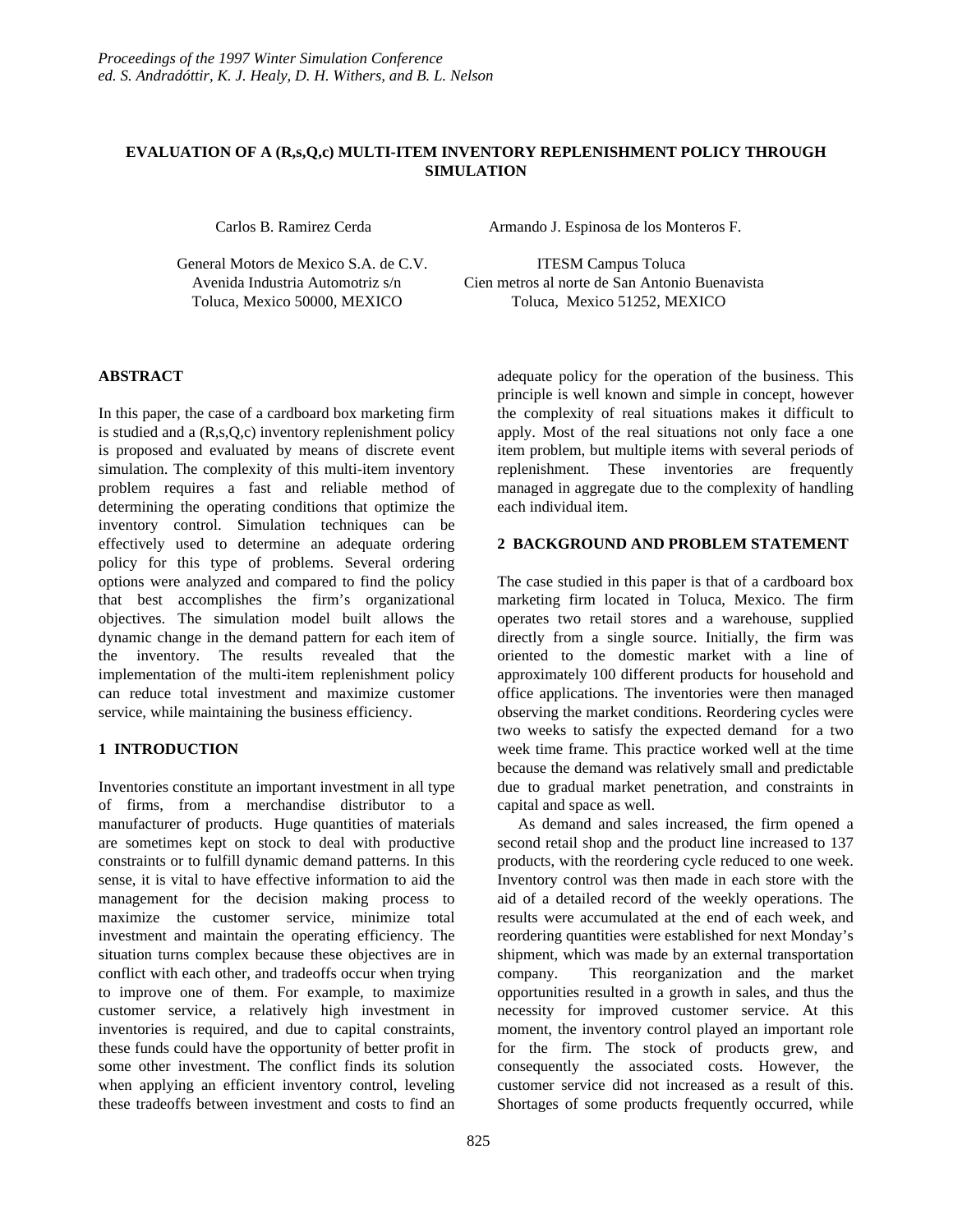*Proceedings of the 1997 Winter Simulation Conference*
*ed. S. Andradóttir, K. J. Healy, D. H. Withers, and B. L. Nelson*

# EVALUATION OF A (R,s,Q,c) MULTI-ITEM INVENTORY REPLENISHMENT POLICY THROUGH SIMULATION

Carlos B. Ramirez Cerda

General Motors de Mexico S.A. de C.V.
Avenida Industria Automotriz s/n
Toluca, Mexico 50000, MEXICO

Armando J. Espinosa de los Monteros F.

ITESM Campus Toluca
Cien metros al norte de San Antonio Buenavista
Toluca, Mexico 51252, MEXICO

## ABSTRACT

In this paper, the case of a cardboard box marketing firm is studied and a (R,s,Q,c) inventory replenishment policy is proposed and evaluated by means of discrete event simulation. The complexity of this multi-item inventory problem requires a fast and reliable method of determining the operating conditions that optimize the inventory control. Simulation techniques can be effectively used to determine an adequate ordering policy for this type of problems. Several ordering options were analyzed and compared to find the policy that best accomplishes the firm's organizational objectives. The simulation model built allows the dynamic change in the demand pattern for each item of the inventory. The results revealed that the implementation of the multi-item replenishment policy can reduce total investment and maximize customer service, while maintaining the business efficiency.

## 1 INTRODUCTION

Inventories constitute an important investment in all type of firms, from a merchandise distributor to a manufacturer of products. Huge quantities of materials are sometimes kept on stock to deal with productive constraints or to fulfill dynamic demand patterns. In this sense, it is vital to have effective information to aid the management for the decision making process to maximize the customer service, minimize total investment and maintain the operating efficiency. The situation turns complex because these objectives are in conflict with each other, and tradeoffs occur when trying to improve one of them. For example, to maximize customer service, a relatively high investment in inventories is required, and due to capital constraints, these funds could have the opportunity of better profit in some other investment. The conflict finds its solution when applying an efficient inventory control, leveling these tradeoffs between investment and costs to find an adequate policy for the operation of the business. This principle is well known and simple in concept, however the complexity of real situations makes it difficult to apply. Most of the real situations not only face a one item problem, but multiple items with several periods of replenishment. These inventories are frequently managed in aggregate due to the complexity of handling each individual item.

## 2 BACKGROUND AND PROBLEM STATEMENT

The case studied in this paper is that of a cardboard box marketing firm located in Toluca, Mexico. The firm operates two retail stores and a warehouse, supplied directly from a single source. Initially, the firm was oriented to the domestic market with a line of approximately 100 different products for household and office applications. The inventories were then managed observing the market conditions. Reordering cycles were two weeks to satisfy the expected demand for a two week time frame. This practice worked well at the time because the demand was relatively small and predictable due to gradual market penetration, and constraints in capital and space as well.

As demand and sales increased, the firm opened a second retail shop and the product line increased to 137 products, with the reordering cycle reduced to one week. Inventory control was then made in each store with the aid of a detailed record of the weekly operations. The results were accumulated at the end of each week, and reordering quantities were established for next Monday's shipment, which was made by an external transportation company. This reorganization and the market opportunities resulted in a growth in sales, and thus the necessity for improved customer service. At this moment, the inventory control played an important role for the firm. The stock of products grew, and consequently the associated costs. However, the customer service did not increased as a result of this. Shortages of some products frequently occurred, while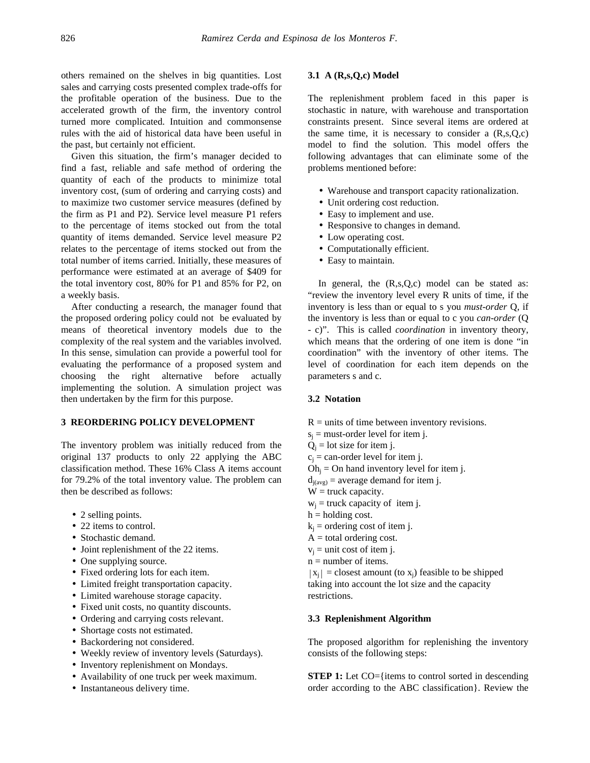others remained on the shelves in big quantities. Lost sales and carrying costs presented complex trade-offs for the profitable operation of the business. Due to the accelerated growth of the firm, the inventory control turned more complicated. Intuition and commonsense rules with the aid of historical data have been useful in the past, but certainly not efficient.

Given this situation, the firm's manager decided to find a fast, reliable and safe method of ordering the quantity of each of the products to minimize total inventory cost, (sum of ordering and carrying costs) and to maximize two customer service measures (defined by the firm as P1 and P2). Service level measure P1 refers to the percentage of items stocked out from the total quantity of items demanded. Service level measure P2 relates to the percentage of items stocked out from the total number of items carried. Initially, these measures of performance were estimated at an average of $409 for the total inventory cost, 80% for P1 and 85% for P2, on a weekly basis.

After conducting a research, the manager found that the proposed ordering policy could not be evaluated by means of theoretical inventory models due to the complexity of the real system and the variables involved. In this sense, simulation can provide a powerful tool for evaluating the performance of a proposed system and choosing the right alternative before actually implementing the solution. A simulation project was then undertaken by the firm for this purpose.

## 3 REORDERING POLICY DEVELOPMENT

The inventory problem was initially reduced from the original 137 products to only 22 applying the ABC classification method. These 16% Class A items account for 79.2% of the total inventory value. The problem can then be described as follows:

- 2 selling points.
- 22 items to control.
- Stochastic demand.
- Joint replenishment of the 22 items.
- One supplying source.
- Fixed ordering lots for each item.
- Limited freight transportation capacity.
- Limited warehouse storage capacity.
- Fixed unit costs, no quantity discounts.
- Ordering and carrying costs relevant.
- Shortage costs not estimated.
- Backordering not considered.
- Weekly review of inventory levels (Saturdays).
- Inventory replenishment on Mondays.
- Availability of one truck per week maximum.
- Instantaneous delivery time.

### 3.1 A (R,s,Q,c) Model

The replenishment problem faced in this paper is stochastic in nature, with warehouse and transportation constraints present. Since several items are ordered at the same time, it is necessary to consider a (R,s,Q,c) model to find the solution. This model offers the following advantages that can eliminate some of the problems mentioned before:

- Warehouse and transport capacity rationalization.
- Unit ordering cost reduction.
- Easy to implement and use.
- Responsive to changes in demand.
- Low operating cost.
- Computationally efficient.
- Easy to maintain.

In general, the (R,s,Q,c) model can be stated as: "review the inventory level every R units of time, if the inventory is less than or equal to s you *must-order* Q, if the inventory is less than or equal to c you *can-order* (Q - c)". This is called *coordination* in inventory theory, which means that the ordering of one item is done "in coordination" with the inventory of other items. The level of coordination for each item depends on the parameters s and c.

### 3.2 Notation

R = units of time between inventory revisions.
$s_j$ = must-order level for item j.
$Q_j$ = lot size for item j.
$c_j$ = can-order level for item j.
$Oh_j$ = On hand inventory level for item j.
$d_{j(avg)}$ = average demand for item j.
W = truck capacity.
$w_j$ = truck capacity of item j.
h = holding cost.
$k_j$ = ordering cost of item j.
A = total ordering cost.
$v_j$ = unit cost of item j.
n = number of items.
$|x_j|$ = closest amount (to $x_j$) feasible to be shipped taking into account the lot size and the capacity restrictions.

### 3.3 Replenishment Algorithm

The proposed algorithm for replenishing the inventory consists of the following steps:

**STEP 1:** Let CO={items to control sorted in descending order according to the ABC classification}. Review the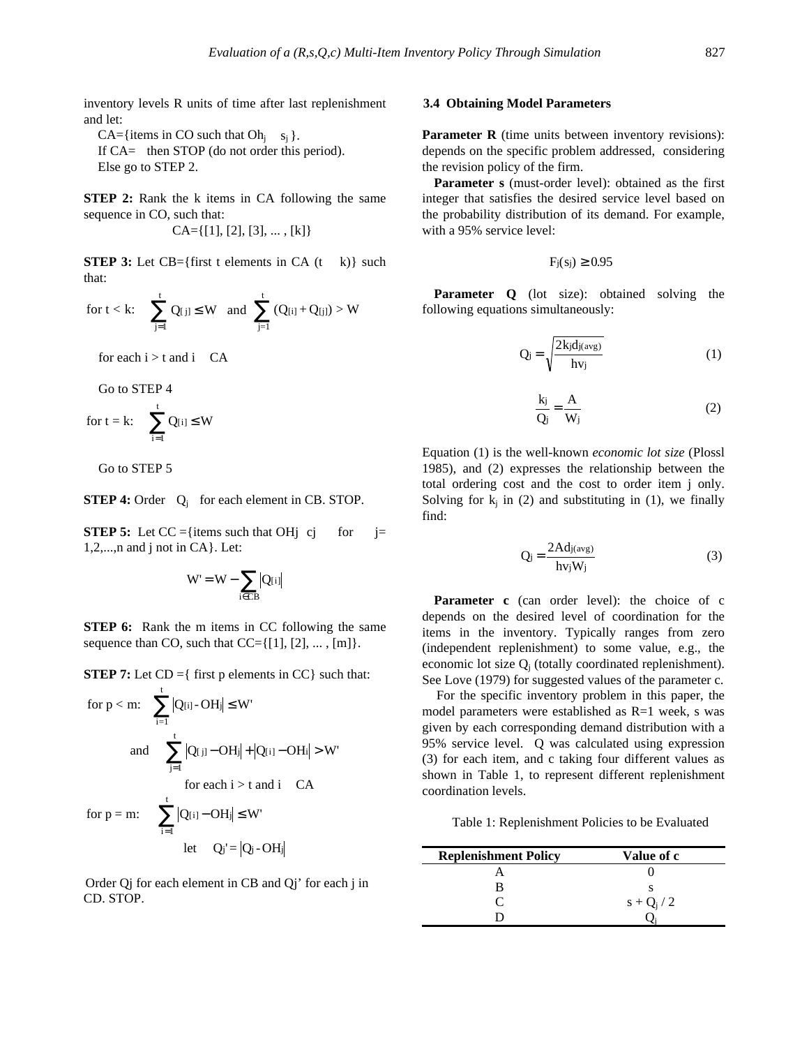inventory levels R units of time after last replenishment and let:

CA={items in CO such that $Oh_j \leq s_j$ }.
If CA= $\emptyset$ then STOP (do not order this period).
Else go to STEP 2.

**STEP 2:** Rank the k items in CA following the same sequence in CO, such that:

$$CA=\{[1], [2], [3], ... , [k]\}$$

**STEP 3:** Let CB={first t elements in CA ($t \leq k$)} such that:

$$\text{for } t < k: \quad \sum_{j=1}^{t} Q_{[j]} \leq W \quad \text{and} \quad \sum_{j=1}^{t} (Q_{[i]} + Q_{[j]}) > W$$

for each i > t and i $\in$ CA

Go to STEP 4

$$\text{for } t = k: \quad \sum_{i=1}^{t} Q_{[i]} \leq W$$

Go to STEP 5

**STEP 4:** Order $Q_j$ for each element in CB. STOP.

**STEP 5:** Let CC ={items such that $OH_j \leq c_j$ for $\forall$ j= 1,2,...,n and j not in CA}. Let:

$$W' = W - \sum_{i \in CB} |Q_{[i]}|$$

**STEP 6:** Rank the m items in CC following the same sequence than CO, such that CC={[1], [2], ... , [m]}.

**STEP 7:** Let CD ={ first p elements in CC} such that:

$$\text{for } p < m: \quad \sum_{i=1}^{t} |Q_{[i]} - OH_j| \leq W'$$

$$\text{and} \quad \sum_{j=1}^{t} |Q_{[j]} - OH_j| + |Q_{[i]} - OH_i| > W'$$

for each i > t and i $\in$ CA

$$\text{for } p = m: \quad \sum_{i=1}^{t} |Q_{[i]} - OH_j| \leq W'$$

$$\text{let} \quad Q_j' = |Q_j - OH_j|$$

Order Qj for each element in CB and Qj' for each j in CD. STOP.

### 3.4 Obtaining Model Parameters

**Parameter R** (time units between inventory revisions): depends on the specific problem addressed, considering the revision policy of the firm.

**Parameter s** (must-order level): obtained as the first integer that satisfies the desired service level based on the probability distribution of its demand. For example, with a 95% service level:

$$F_j(s_j) \geq 0.95$$

**Parameter Q** (lot size): obtained solving the following equations simultaneously:

$$Q_j = \sqrt{\frac{2k_j d_{j(avg)}}{hv_j}} \qquad (1)$$

$$\frac{k_j}{Q_j} = \frac{A}{W_j} \qquad (2)$$

Equation (1) is the well-known *economic lot size* (Plossl 1985), and (2) expresses the relationship between the total ordering cost and the cost to order item j only. Solving for $k_j$ in (2) and substituting in (1), we finally find:

$$Q_j = \frac{2Ad_{j(avg)}}{hv_j W_j} \qquad (3)$$

**Parameter c** (can order level): the choice of c depends on the desired level of coordination for the items in the inventory. Typically ranges from zero (independent replenishment) to some value, e.g., the economic lot size $Q_j$ (totally coordinated replenishment). See Love (1979) for suggested values of the parameter c.

For the specific inventory problem in this paper, the model parameters were established as R=1 week, s was given by each corresponding demand distribution with a 95% service level. Q was calculated using expression (3) for each item, and c taking four different values as shown in Table 1, to represent different replenishment coordination levels.

Table 1: Replenishment Policies to be Evaluated

| Replenishment Policy | Value of c |
|---|---|
| A | 0 |
| B | s |
| C | s + $Q_j$ / 2 |
| D | $Q_j$ |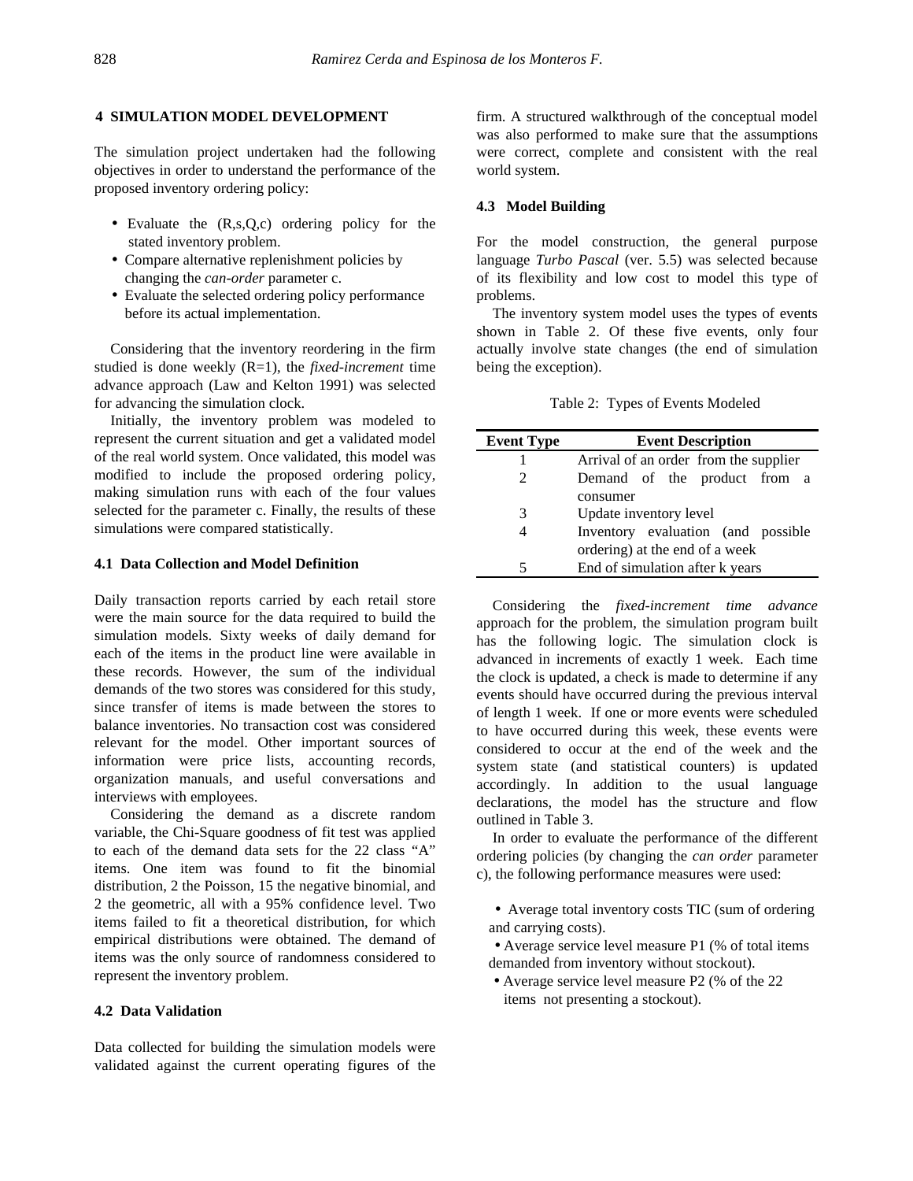## 4 SIMULATION MODEL DEVELOPMENT

The simulation project undertaken had the following objectives in order to understand the performance of the proposed inventory ordering policy:

- Evaluate the (R,s,Q,c) ordering policy for the stated inventory problem.
- Compare alternative replenishment policies by changing the *can-order* parameter c.
- Evaluate the selected ordering policy performance before its actual implementation.

Considering that the inventory reordering in the firm studied is done weekly (R=1), the *fixed-increment* time advance approach (Law and Kelton 1991) was selected for advancing the simulation clock.

Initially, the inventory problem was modeled to represent the current situation and get a validated model of the real world system. Once validated, this model was modified to include the proposed ordering policy, making simulation runs with each of the four values selected for the parameter c. Finally, the results of these simulations were compared statistically.

### 4.1 Data Collection and Model Definition

Daily transaction reports carried by each retail store were the main source for the data required to build the simulation models. Sixty weeks of daily demand for each of the items in the product line were available in these records. However, the sum of the individual demands of the two stores was considered for this study, since transfer of items is made between the stores to balance inventories. No transaction cost was considered relevant for the model. Other important sources of information were price lists, accounting records, organization manuals, and useful conversations and interviews with employees.

Considering the demand as a discrete random variable, the Chi-Square goodness of fit test was applied to each of the demand data sets for the 22 class "A" items. One item was found to fit the binomial distribution, 2 the Poisson, 15 the negative binomial, and 2 the geometric, all with a 95% confidence level. Two items failed to fit a theoretical distribution, for which empirical distributions were obtained. The demand of items was the only source of randomness considered to represent the inventory problem.

### 4.2 Data Validation

Data collected for building the simulation models were validated against the current operating figures of the firm. A structured walkthrough of the conceptual model was also performed to make sure that the assumptions were correct, complete and consistent with the real world system.

### 4.3 Model Building

For the model construction, the general purpose language *Turbo Pascal* (ver. 5.5) was selected because of its flexibility and low cost to model this type of problems.

The inventory system model uses the types of events shown in Table 2. Of these five events, only four actually involve state changes (the end of simulation being the exception).

Table 2: Types of Events Modeled

| Event Type | Event Description |
|---|---|
| 1 | Arrival of an order from the supplier |
| 2 | Demand of the product from a consumer |
| 3 | Update inventory level |
| 4 | Inventory evaluation (and possible ordering) at the end of a week |
| 5 | End of simulation after k years |

Considering the *fixed-increment time advance* approach for the problem, the simulation program built has the following logic. The simulation clock is advanced in increments of exactly 1 week. Each time the clock is updated, a check is made to determine if any events should have occurred during the previous interval of length 1 week. If one or more events were scheduled to have occurred during this week, these events were considered to occur at the end of the week and the system state (and statistical counters) is updated accordingly. In addition to the usual language declarations, the model has the structure and flow outlined in Table 3.

In order to evaluate the performance of the different ordering policies (by changing the *can order* parameter c), the following performance measures were used:

- Average total inventory costs TIC (sum of ordering and carrying costs).
- Average service level measure P1 (% of total items demanded from inventory without stockout).
- Average service level measure P2 (% of the 22 items not presenting a stockout).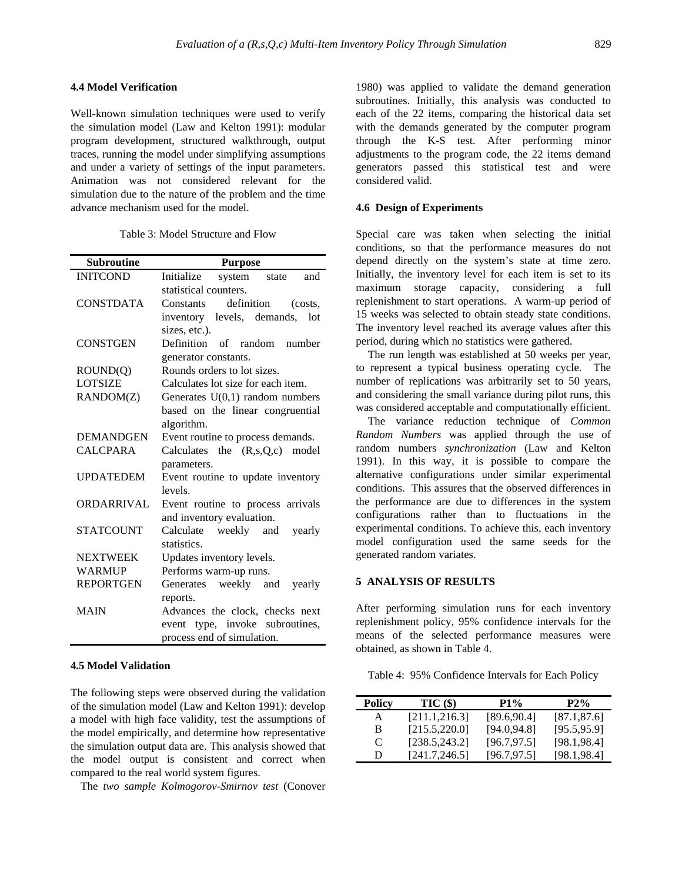### 4.4 Model Verification

Well-known simulation techniques were used to verify the simulation model (Law and Kelton 1991): modular program development, structured walkthrough, output traces, running the model under simplifying assumptions and under a variety of settings of the input parameters. Animation was not considered relevant for the simulation due to the nature of the problem and the time advance mechanism used for the model.

Table 3: Model Structure and Flow

| Subroutine | Purpose |
|---|---|
| INITCOND | Initialize system state and statistical counters. |
| CONSTDATA | Constants definition (costs, inventory levels, demands, lot sizes, etc.). |
| CONSTGEN | Definition of random number generator constants. |
| ROUND(Q) | Rounds orders to lot sizes. |
| LOTSIZE | Calculates lot size for each item. |
| RANDOM(Z) | Generates U(0,1) random numbers based on the linear congruential algorithm. |
| DEMANDGEN | Event routine to process demands. |
| CALCPARA | Calculates the (R,s,Q,c) model parameters. |
| UPDATEDEM | Event routine to update inventory levels. |
| ORDARRIVAL | Event routine to process arrivals and inventory evaluation. |
| STATCOUNT | Calculate weekly and yearly statistics. |
| NEXTWEEK | Updates inventory levels. |
| WARMUP | Performs warm-up runs. |
| REPORTGEN | Generates weekly and yearly reports. |
| MAIN | Advances the clock, checks next event type, invoke subroutines, process end of simulation. |

### 4.5 Model Validation

The following steps were observed during the validation of the simulation model (Law and Kelton 1991): develop a model with high face validity, test the assumptions of the model empirically, and determine how representative the simulation output data are. This analysis showed that the model output is consistent and correct when compared to the real world system figures.

The *two sample Kolmogorov-Smirnov test* (Conover 1980) was applied to validate the demand generation subroutines. Initially, this analysis was conducted to each of the 22 items, comparing the historical data set with the demands generated by the computer program through the K-S test. After performing minor adjustments to the program code, the 22 items demand generators passed this statistical test and were considered valid.

### 4.6 Design of Experiments

Special care was taken when selecting the initial conditions, so that the performance measures do not depend directly on the system's state at time zero. Initially, the inventory level for each item is set to its maximum storage capacity, considering a full replenishment to start operations. A warm-up period of 15 weeks was selected to obtain steady state conditions. The inventory level reached its average values after this period, during which no statistics were gathered.

The run length was established at 50 weeks per year, to represent a typical business operating cycle. The number of replications was arbitrarily set to 50 years, and considering the small variance during pilot runs, this was considered acceptable and computationally efficient.

The variance reduction technique of *Common Random Numbers* was applied through the use of random numbers *synchronization* (Law and Kelton 1991). In this way, it is possible to compare the alternative configurations under similar experimental conditions. This assures that the observed differences in the performance are due to differences in the system configurations rather than to fluctuations in the experimental conditions. To achieve this, each inventory model configuration used the same seeds for the generated random variates.

## 5 ANALYSIS OF RESULTS

After performing simulation runs for each inventory replenishment policy, 95% confidence intervals for the means of the selected performance measures were obtained, as shown in Table 4.

Table 4: 95% Confidence Intervals for Each Policy

| Policy | TIC ($) | P1% | P2% |
|---|---|---|---|
| A | [211.1,216.3] | [89.6,90.4] | [87.1,87.6] |
| B | [215.5,220.0] | [94.0,94.8] | [95.5,95.9] |
| C | [238.5,243.2] | [96.7,97.5] | [98.1,98.4] |
| D | [241.7,246.5] | [96.7,97.5] | [98.1,98.4] |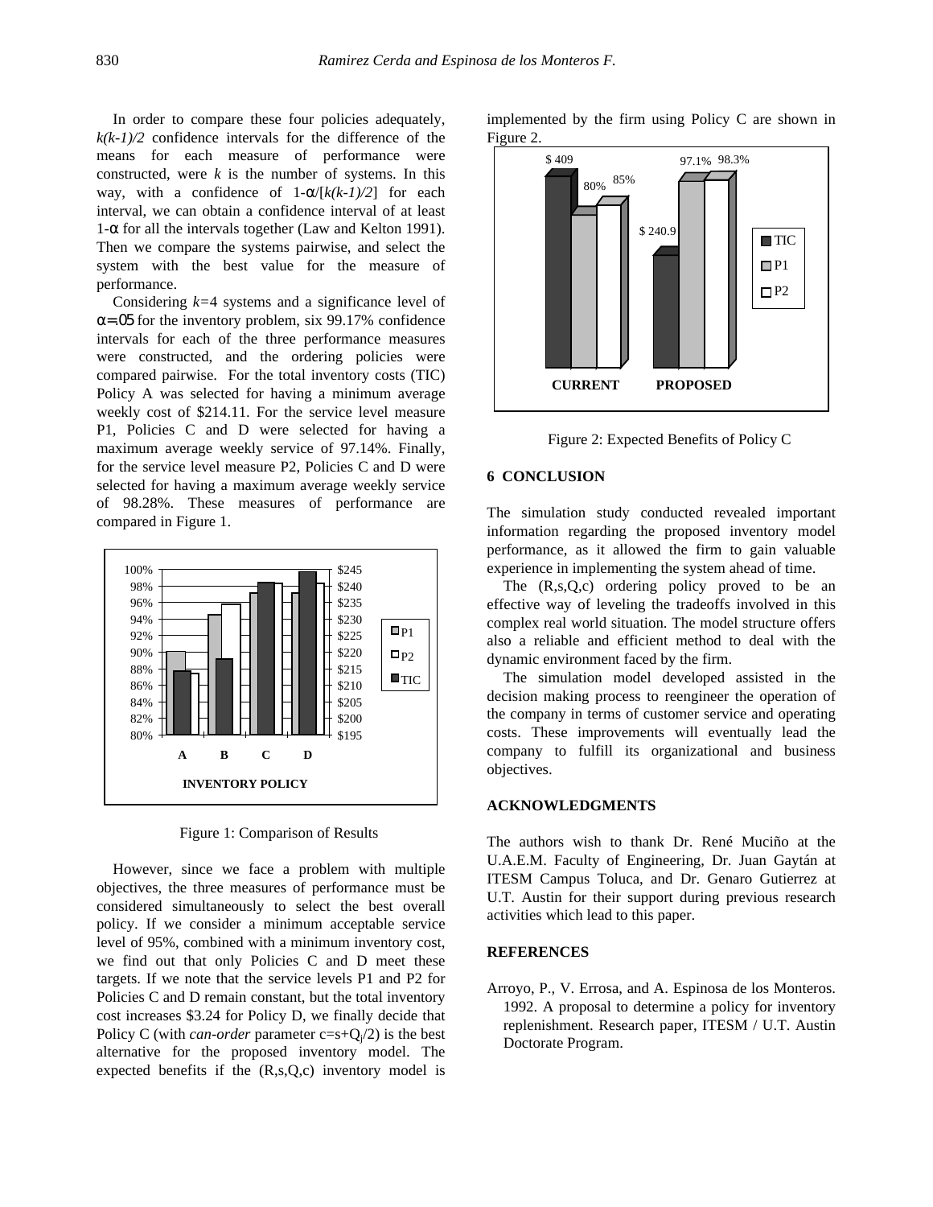In order to compare these four policies adequately, $k(k-1)/2$ confidence intervals for the difference of the means for each measure of performance were constructed, were $k$ is the number of systems. In this way, with a confidence of $1-\alpha/[k(k-1)/2]$ for each interval, we can obtain a confidence interval of at least $1-\alpha$ for all the intervals together (Law and Kelton 1991). Then we compare the systems pairwise, and select the system with the best value for the measure of performance.

Considering $k=4$ systems and a significance level of $\alpha=.05$ for the inventory problem, six 99.17% confidence intervals for each of the three performance measures were constructed, and the ordering policies were compared pairwise. For the total inventory costs (TIC) Policy A was selected for having a minimum average weekly cost of $214.11. For the service level measure P1, Policies C and D were selected for having a maximum average weekly service of 97.14%. Finally, for the service level measure P2, Policies C and D were selected for having a maximum average weekly service of 98.28%. These measures of performance are compared in Figure 1.

Figure 1: Comparison of Results

However, since we face a problem with multiple objectives, the three measures of performance must be considered simultaneously to select the best overall policy. If we consider a minimum acceptable service level of 95%, combined with a minimum inventory cost, we find out that only Policies C and D meet these targets. If we note that the service levels P1 and P2 for Policies C and D remain constant, but the total inventory cost increases $3.24 for Policy D, we finally decide that Policy C (with *can-order* parameter $c=s+Q_j/2$) is the best alternative for the proposed inventory model. The expected benefits if the (R,s,Q,c) inventory model is implemented by the firm using Policy C are shown in Figure 2.

Figure 2: Expected Benefits of Policy C

## 6 CONCLUSION

The simulation study conducted revealed important information regarding the proposed inventory model performance, as it allowed the firm to gain valuable experience in implementing the system ahead of time.

The (R,s,Q,c) ordering policy proved to be an effective way of leveling the tradeoffs involved in this complex real world situation. The model structure offers also a reliable and efficient method to deal with the dynamic environment faced by the firm.

The simulation model developed assisted in the decision making process to reengineer the operation of the company in terms of customer service and operating costs. These improvements will eventually lead the company to fulfill its organizational and business objectives.

## ACKNOWLEDGMENTS

The authors wish to thank Dr. René Muciño at the U.A.E.M. Faculty of Engineering, Dr. Juan Gaytán at ITESM Campus Toluca, and Dr. Genaro Gutierrez at U.T. Austin for their support during previous research activities which lead to this paper.

## REFERENCES

Arroyo, P., V. Errosa, and A. Espinosa de los Monteros. 1992. A proposal to determine a policy for inventory replenishment. Research paper, ITESM / U.T. Austin Doctorate Program.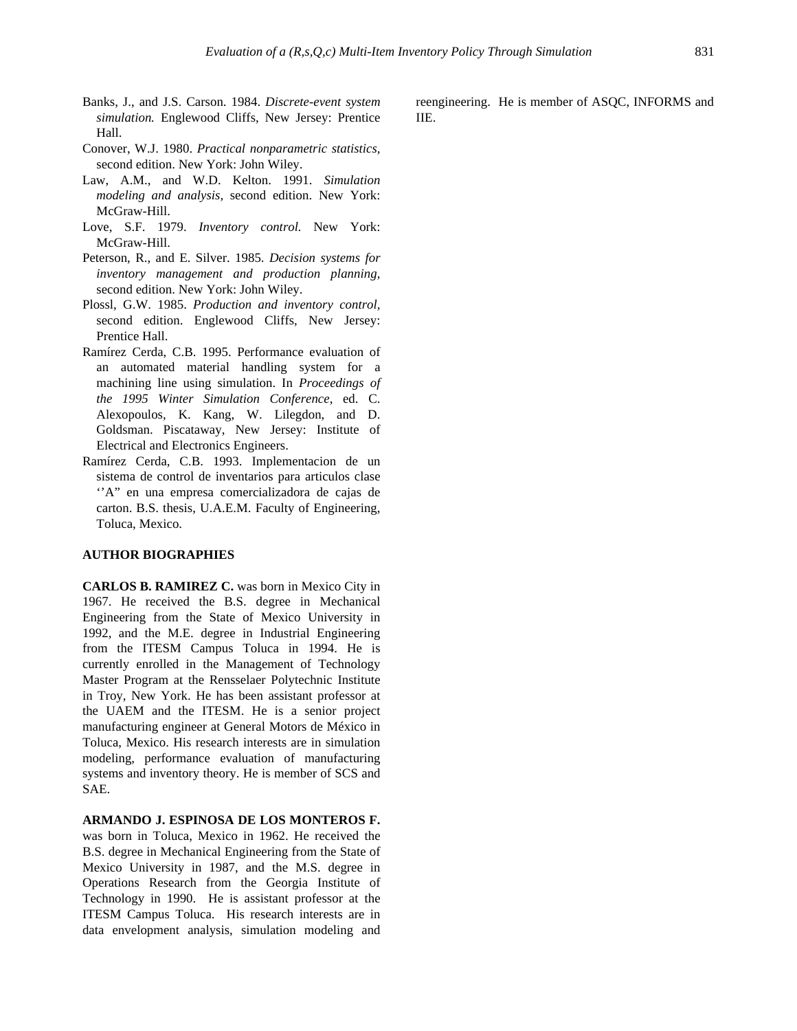Banks, J., and J.S. Carson. 1984. *Discrete-event system simulation.* Englewood Cliffs, New Jersey: Prentice Hall.

Conover, W.J. 1980. *Practical nonparametric statistics,* second edition. New York: John Wiley.

Law, A.M., and W.D. Kelton. 1991. *Simulation modeling and analysis,* second edition. New York: McGraw-Hill.

Love, S.F. 1979. *Inventory control.* New York: McGraw-Hill.

Peterson, R., and E. Silver. 1985. *Decision systems for inventory management and production planning,* second edition. New York: John Wiley.

Plossl, G.W. 1985. *Production and inventory control,* second edition. Englewood Cliffs, New Jersey: Prentice Hall.

Ramírez Cerda, C.B. 1995. Performance evaluation of an automated material handling system for a machining line using simulation. In *Proceedings of the 1995 Winter Simulation Conference,* ed. C. Alexopoulos, K. Kang, W. Lilegdon, and D. Goldsman. Piscataway, New Jersey: Institute of Electrical and Electronics Engineers.

Ramírez Cerda, C.B. 1993. Implementacion de un sistema de control de inventarios para articulos clase ''A" en una empresa comercializadora de cajas de carton. B.S. thesis, U.A.E.M. Faculty of Engineering, Toluca, Mexico.

## AUTHOR BIOGRAPHIES

**CARLOS B. RAMIREZ C.** was born in Mexico City in 1967. He received the B.S. degree in Mechanical Engineering from the State of Mexico University in 1992, and the M.E. degree in Industrial Engineering from the ITESM Campus Toluca in 1994. He is currently enrolled in the Management of Technology Master Program at the Rensselaer Polytechnic Institute in Troy, New York. He has been assistant professor at the UAEM and the ITESM. He is a senior project manufacturing engineer at General Motors de México in Toluca, Mexico. His research interests are in simulation modeling, performance evaluation of manufacturing systems and inventory theory. He is member of SCS and SAE.

**ARMANDO J. ESPINOSA DE LOS MONTEROS F.** was born in Toluca, Mexico in 1962. He received the B.S. degree in Mechanical Engineering from the State of Mexico University in 1987, and the M.S. degree in Operations Research from the Georgia Institute of Technology in 1990. He is assistant professor at the ITESM Campus Toluca. His research interests are in data envelopment analysis, simulation modeling and reengineering. He is member of ASQC, INFORMS and IIE.